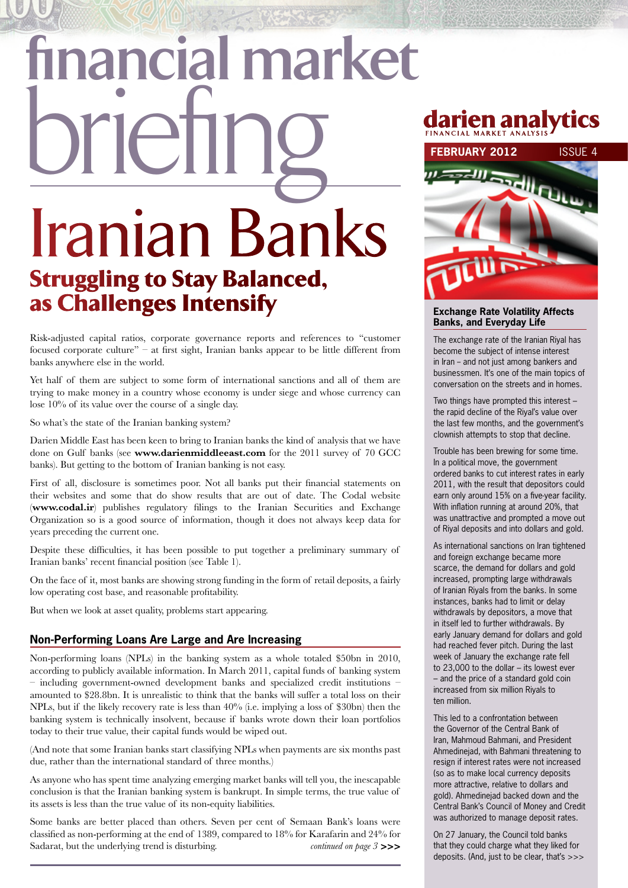# financial market briefing

**darien analytics**
FINANCIAL MARKET ANALYSIS

**FEBRUARY 2012** ISSUE 4

# Iranian Banks

## Struggling to Stay Balanced, as Challenges Intensify

Risk-adjusted capital ratios, corporate governance reports and references to "customer focused corporate culture" – at first sight, Iranian banks appear to be little different from banks anywhere else in the world.

Yet half of them are subject to some form of international sanctions and all of them are trying to make money in a country whose economy is under siege and whose currency can lose 10% of its value over the course of a single day.

So what's the state of the Iranian banking system?

Darien Middle East has been keen to bring to Iranian banks the kind of analysis that we have done on Gulf banks (see **www.darienmiddleeast.com** for the 2011 survey of 70 GCC banks). But getting to the bottom of Iranian banking is not easy.

First of all, disclosure is sometimes poor. Not all banks put their financial statements on their websites and some that do show results that are out of date. The Codal website (**www.codal.ir**) publishes regulatory filings to the Iranian Securities and Exchange Organization so is a good source of information, though it does not always keep data for years preceding the current one.

Despite these difficulties, it has been possible to put together a preliminary summary of Iranian banks' recent financial position (see Table 1).

On the face of it, most banks are showing strong funding in the form of retail deposits, a fairly low operating cost base, and reasonable profitability.

But when we look at asset quality, problems start appearing.

### Non-Performing Loans Are Large and Are Increasing

Non-performing loans (NPLs) in the banking system as a whole totaled $50bn in 2010, according to publicly available information. In March 2011, capital funds of banking system – including government-owned development banks and specialized credit institutions – amounted to $28.8bn. It is unrealistic to think that the banks will suffer a total loss on their NPLs, but if the likely recovery rate is less than 40% (i.e. implying a loss of $30bn) then the banking system is technically insolvent, because if banks wrote down their loan portfolios today to their true value, their capital funds would be wiped out.

(And note that some Iranian banks start classifying NPLs when payments are six months past due, rather than the international standard of three months.)

As anyone who has spent time analyzing emerging market banks will tell you, the inescapable conclusion is that the Iranian banking system is bankrupt. In simple terms, the true value of its assets is less than the true value of its non-equity liabilities.

Some banks are better placed than others. Seven per cent of Semaan Bank's loans were classified as non-performing at the end of 1389, compared to 18% for Karafarin and 24% for Sadarat, but the underlying trend is disturbing.

*continued on page 3* **>>>**

### Exchange Rate Volatility Affects Banks, and Everyday Life

The exchange rate of the Iranian Riyal has become the subject of intense interest in Iran – and not just among bankers and businessmen. It's one of the main topics of conversation on the streets and in homes.

Two things have prompted this interest – the rapid decline of the Riyal's value over the last few months, and the government's clownish attempts to stop that decline.

Trouble has been brewing for some time. In a political move, the government ordered banks to cut interest rates in early 2011, with the result that depositors could earn only around 15% on a five-year facility. With inflation running at around 20%, that was unattractive and prompted a move out of Riyal deposits and into dollars and gold.

As international sanctions on Iran tightened and foreign exchange became more scarce, the demand for dollars and gold increased, prompting large withdrawals of Iranian Riyals from the banks. In some instances, banks had to limit or delay withdrawals by depositors, a move that in itself led to further withdrawals. By early January demand for dollars and gold had reached fever pitch. During the last week of January the exchange rate fell to 23,000 to the dollar – its lowest ever – and the price of a standard gold coin increased from six million Riyals to ten million.

This led to a confrontation between the Governor of the Central Bank of Iran, Mahmoud Bahmani, and President Ahmedinejad, with Bahmani threatening to resign if interest rates were not increased (so as to make local currency deposits more attractive, relative to dollars and gold). Ahmedinejad backed down and the Central Bank's Council of Money and Credit was authorized to manage deposit rates.

On 27 January, the Council told banks that they could charge what they liked for deposits. (And, just to be clear, that's >>>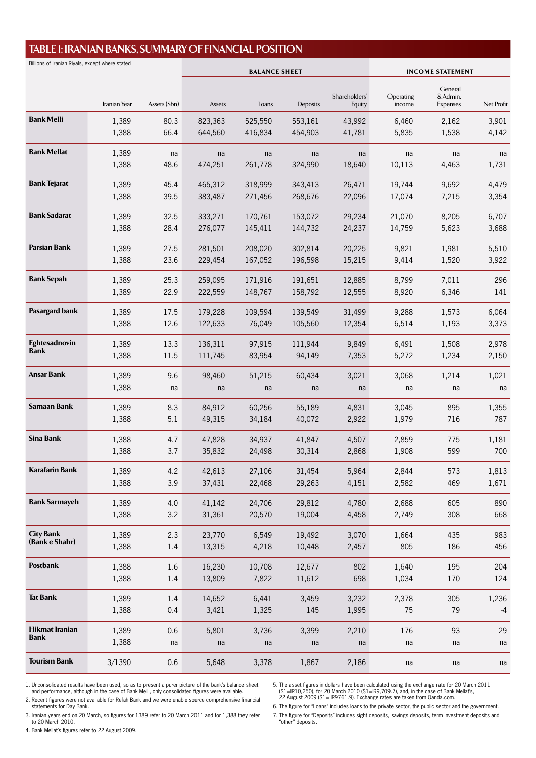## TABLE 1: IRANIAN BANKS, SUMMARY OF FINANCIAL POSITION

Billions of Iranian Riyals, except where stated

| | | | BALANCE SHEET | | | | INCOME STATEMENT | | |
|---|---|---|---|---|---|---|---|---|---|
| | Iranian Year | Assets ($bn) | Assets | Loans | Deposits | Shareholders' Equity | Operating income | General & Admin. Expenses | Net Profit |
| **Bank Melli** | 1,389 | 80.3 | 823,363 | 525,550 | 553,161 | 43,992 | 6,460 | 2,162 | 3,901 |
| | 1,388 | 66.4 | 644,560 | 416,834 | 454,903 | 41,781 | 5,835 | 1,538 | 4,142 |
| **Bank Mellat** | 1,389 | na | na | na | na | na | na | na | na |
| | 1,388 | 48.6 | 474,251 | 261,778 | 324,990 | 18,640 | 10,113 | 4,463 | 1,731 |
| **Bank Tejarat** | 1,389 | 45.4 | 465,312 | 318,999 | 343,413 | 26,471 | 19,744 | 9,692 | 4,479 |
| | 1,388 | 39.5 | 383,487 | 271,456 | 268,676 | 22,096 | 17,074 | 7,215 | 3,354 |
| **Bank Sadarat** | 1,389 | 32.5 | 333,271 | 170,761 | 153,072 | 29,234 | 21,070 | 8,205 | 6,707 |
| | 1,388 | 28.4 | 276,077 | 145,411 | 144,732 | 24,237 | 14,759 | 5,623 | 3,688 |
| **Parsian Bank** | 1,389 | 27.5 | 281,501 | 208,020 | 302,814 | 20,225 | 9,821 | 1,981 | 5,510 |
| | 1,388 | 23.6 | 229,454 | 167,052 | 196,598 | 15,215 | 9,414 | 1,520 | 3,922 |
| **Bank Sepah** | 1,389 | 25.3 | 259,095 | 171,916 | 191,651 | 12,885 | 8,799 | 7,011 | 296 |
| | 1,389 | 22.9 | 222,559 | 148,767 | 158,792 | 12,555 | 8,920 | 6,346 | 141 |
| **Pasargard bank** | 1,389 | 17.5 | 179,228 | 109,594 | 139,549 | 31,499 | 9,288 | 1,573 | 6,064 |
| | 1,388 | 12.6 | 122,633 | 76,049 | 105,560 | 12,354 | 6,514 | 1,193 | 3,373 |
| **Eghtesadnovin Bank** | 1,389 | 13.3 | 136,311 | 97,915 | 111,944 | 9,849 | 6,491 | 1,508 | 2,978 |
| | 1,388 | 11.5 | 111,745 | 83,954 | 94,149 | 7,353 | 5,272 | 1,234 | 2,150 |
| **Ansar Bank** | 1,389 | 9.6 | 98,460 | 51,215 | 60,434 | 3,021 | 3,068 | 1,214 | 1,021 |
| | 1,388 | na | na | na | na | na | na | na | na |
| **Samaan Bank** | 1,389 | 8.3 | 84,912 | 60,256 | 55,189 | 4,831 | 3,045 | 895 | 1,355 |
| | 1,388 | 5.1 | 49,315 | 34,184 | 40,072 | 2,922 | 1,979 | 716 | 787 |
| **Sina Bank** | 1,388 | 4.7 | 47,828 | 34,937 | 41,847 | 4,507 | 2,859 | 775 | 1,181 |
| | 1,388 | 3.7 | 35,832 | 24,498 | 30,314 | 2,868 | 1,908 | 599 | 700 |
| **Karafarin Bank** | 1,389 | 4.2 | 42,613 | 27,106 | 31,454 | 5,964 | 2,844 | 573 | 1,813 |
| | 1,388 | 3.9 | 37,431 | 22,468 | 29,263 | 4,151 | 2,582 | 469 | 1,671 |
| **Bank Sarmayeh** | 1,389 | 4.0 | 41,142 | 24,706 | 29,812 | 4,780 | 2,688 | 605 | 890 |
| | 1,388 | 3.2 | 31,361 | 20,570 | 19,004 | 4,458 | 2,749 | 308 | 668 |
| **City Bank (Bank e Shahr)** | 1,389 | 2.3 | 23,770 | 6,549 | 19,492 | 3,070 | 1,664 | 435 | 983 |
| | 1,388 | 1.4 | 13,315 | 4,218 | 10,448 | 2,457 | 805 | 186 | 456 |
| **Postbank** | 1,388 | 1.6 | 16,230 | 10,708 | 12,677 | 802 | 1,640 | 195 | 204 |
| | 1,388 | 1.4 | 13,809 | 7,822 | 11,612 | 698 | 1,034 | 170 | 124 |
| **Tat Bank** | 1,389 | 1.4 | 14,652 | 6,441 | 3,459 | 3,232 | 2,378 | 305 | 1,236 |
| | 1,388 | 0.4 | 3,421 | 1,325 | 145 | 1,995 | 75 | 79 | -4 |
| **Hikmat Iranian Bank** | 1,389 | 0.6 | 5,801 | 3,736 | 3,399 | 2,210 | 176 | 93 | 29 |
| | 1,388 | na | na | na | na | na | na | na | na |
| **Tourism Bank** | 3/1390 | 0.6 | 5,648 | 3,378 | 1,867 | 2,186 | na | na | na |

1. Unconsolidated results have been used, so as to present a purer picture of the bank's balance sheet and performance, although in the case of Bank Melli, only consolidated figures were available.
2. Recent figures were not available for Refah Bank and we were unable source comprehensive financial statements for Day Bank.
3. Iranian years end on 20 March, so figures for 1389 refer to 20 March 2011 and for 1,388 they refer to 20 March 2010.
4. Bank Mellat's figures refer to 22 August 2009.
5. The asset figures in dollars have been calculated using the exchange rate for 20 March 2011 ($1=IR10,250), for 20 March 2010 ($1=IR9,709.7), and, in the case of Bank Mellat's, 22 August 2009 ($1= IR9761.9). Exchange rates are taken from Oanda.com.
6. The figure for "Loans" includes loans to the private sector, the public sector and the government.
7. The figure for "Deposits" includes sight deposits, savings deposits, term investment deposits and "other" deposits.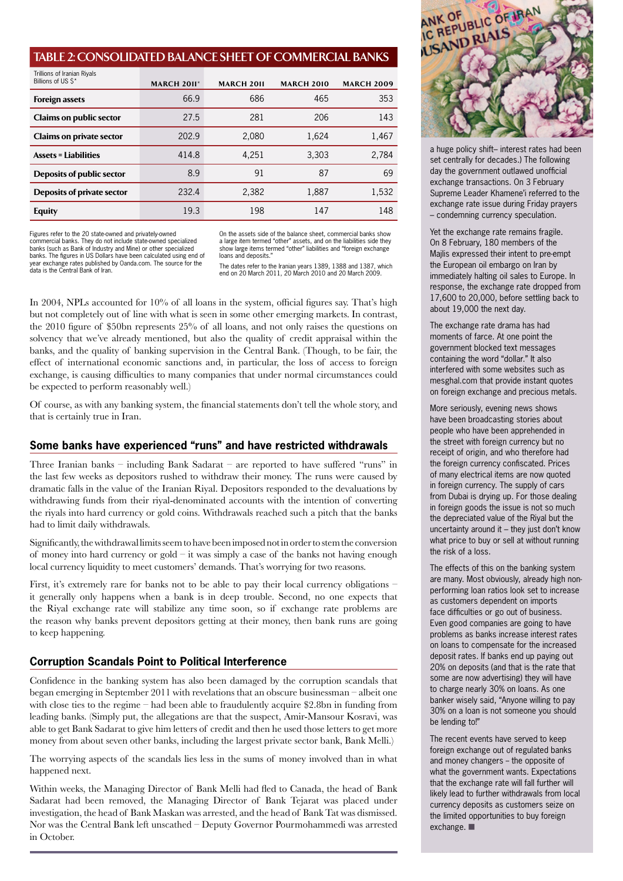## TABLE 2: CONSOLIDATED BALANCE SHEET OF COMMERCIAL BANKS

| Trillions of Iranian Riyals<br>Billions of US $* | MARCH 2011* | MARCH 2011 | MARCH 2010 | MARCH 2009 |
|---|---|---|---|---|
| **Foreign assets** | 66.9 | 686 | 465 | 353 |
| **Claims on public sector** | 27.5 | 281 | 206 | 143 |
| **Claims on private sector** | 202.9 | 2,080 | 1,624 | 1,467 |
| **Assets = Liabilities** | 414.8 | 4,251 | 3,303 | 2,784 |
| **Deposits of public sector** | 8.9 | 91 | 87 | 69 |
| **Deposits of private sector** | 232.4 | 2,382 | 1,887 | 1,532 |
| **Equity** | 19.3 | 198 | 147 | 148 |

Figures refer to the 20 state-owned and privately-owned commercial banks. They do not include state-owned specialized banks (such as Bank of Industry and Mine) or other specialized banks. The figures in US Dollars have been calculated using end of year exchange rates published by Oanda.com. The source for the data is the Central Bank of Iran.

On the assets side of the balance sheet, commercial banks show a large item termed "other" assets, and on the liabilities side they show large items termed "other" liabilities and "foreign exchange loans and deposits."

The dates refer to the Iranian years 1389, 1388 and 1387, which end on 20 March 2011, 20 March 2010 and 20 March 2009.

In 2004, NPLs accounted for 10% of all loans in the system, official figures say. That's high but not completely out of line with what is seen in some other emerging markets. In contrast, the 2010 figure of $50bn represents 25% of all loans, and not only raises the questions on solvency that we've already mentioned, but also the quality of credit appraisal within the banks, and the quality of banking supervision in the Central Bank. (Though, to be fair, the effect of international economic sanctions and, in particular, the loss of access to foreign exchange, is causing difficulties to many companies that under normal circumstances could be expected to perform reasonably well.)

Of course, as with any banking system, the financial statements don't tell the whole story, and that is certainly true in Iran.

### Some banks have experienced "runs" and have restricted withdrawals

Three Iranian banks – including Bank Sadarat – are reported to have suffered "runs" in the last few weeks as depositors rushed to withdraw their money. The runs were caused by dramatic falls in the value of the Iranian Riyal. Depositors responded to the devaluations by withdrawing funds from their riyal-denominated accounts with the intention of converting the riyals into hard currency or gold coins. Withdrawals reached such a pitch that the banks had to limit daily withdrawals.

Significantly, the withdrawal limits seem to have been imposed not in order to stem the conversion of money into hard currency or gold – it was simply a case of the banks not having enough local currency liquidity to meet customers' demands. That's worrying for two reasons.

First, it's extremely rare for banks not to be able to pay their local currency obligations – it generally only happens when a bank is in deep trouble. Second, no one expects that the Riyal exchange rate will stabilize any time soon, so if exchange rate problems are the reason why banks prevent depositors getting at their money, then bank runs are going to keep happening.

### Corruption Scandals Point to Political Interference

Confidence in the banking system has also been damaged by the corruption scandals that began emerging in September 2011 with revelations that an obscure businessman – albeit one with close ties to the regime – had been able to fraudulently acquire $2.8bn in funding from leading banks. (Simply put, the allegations are that the suspect, Amir-Mansour Kosravi, was able to get Bank Sadarat to give him letters of credit and then he used those letters to get more money from about seven other banks, including the largest private sector bank, Bank Melli.)

The worrying aspects of the scandals lies less in the sums of money involved than in what happened next.

Within weeks, the Managing Director of Bank Melli had fled to Canada, the head of Bank Sadarat had been removed, the Managing Director of Bank Tejarat was placed under investigation, the head of Bank Maskan was arrested, and the head of Bank Tat was dismissed. Nor was the Central Bank left unscathed – Deputy Governor Pourmohammedi was arrested in October.

a huge policy shift– interest rates had been set centrally for decades.) The following day the government outlawed unofficial exchange transactions. On 3 February Supreme Leader Khamene'i referred to the exchange rate issue during Friday prayers – condemning currency speculation.

Yet the exchange rate remains fragile. On 8 February, 180 members of the Majlis expressed their intent to pre-empt the European oil embargo on Iran by immediately halting oil sales to Europe. In response, the exchange rate dropped from 17,600 to 20,000, before settling back to about 19,000 the next day.

The exchange rate drama has had moments of farce. At one point the government blocked text messages containing the word "dollar." It also interfered with some websites such as mesghal.com that provide instant quotes on foreign exchange and precious metals.

More seriously, evening news shows have been broadcasting stories about people who have been apprehended in the street with foreign currency but no receipt of origin, and who therefore had the foreign currency confiscated. Prices of many electrical items are now quoted in foreign currency. The supply of cars from Dubai is drying up. For those dealing in foreign goods the issue is not so much the depreciated value of the Riyal but the uncertainty around it – they just don't know what price to buy or sell at without running the risk of a loss.

The effects of this on the banking system are many. Most obviously, already high non-performing loan ratios look set to increase as customers dependent on imports face difficulties or go out of business. Even good companies are going to have problems as banks increase interest rates on loans to compensate for the increased deposit rates. If banks end up paying out 20% on deposits (and that is the rate that some are now advertising) they will have to charge nearly 30% on loans. As one banker wisely said, "Anyone willing to pay 30% on a loan is not someone you should be lending to!"

The recent events have served to keep foreign exchange out of regulated banks and money changers – the opposite of what the government wants. Expectations that the exchange rate will fall further will likely lead to further withdrawals from local currency deposits as customers seize on the limited opportunities to buy foreign exchange. ■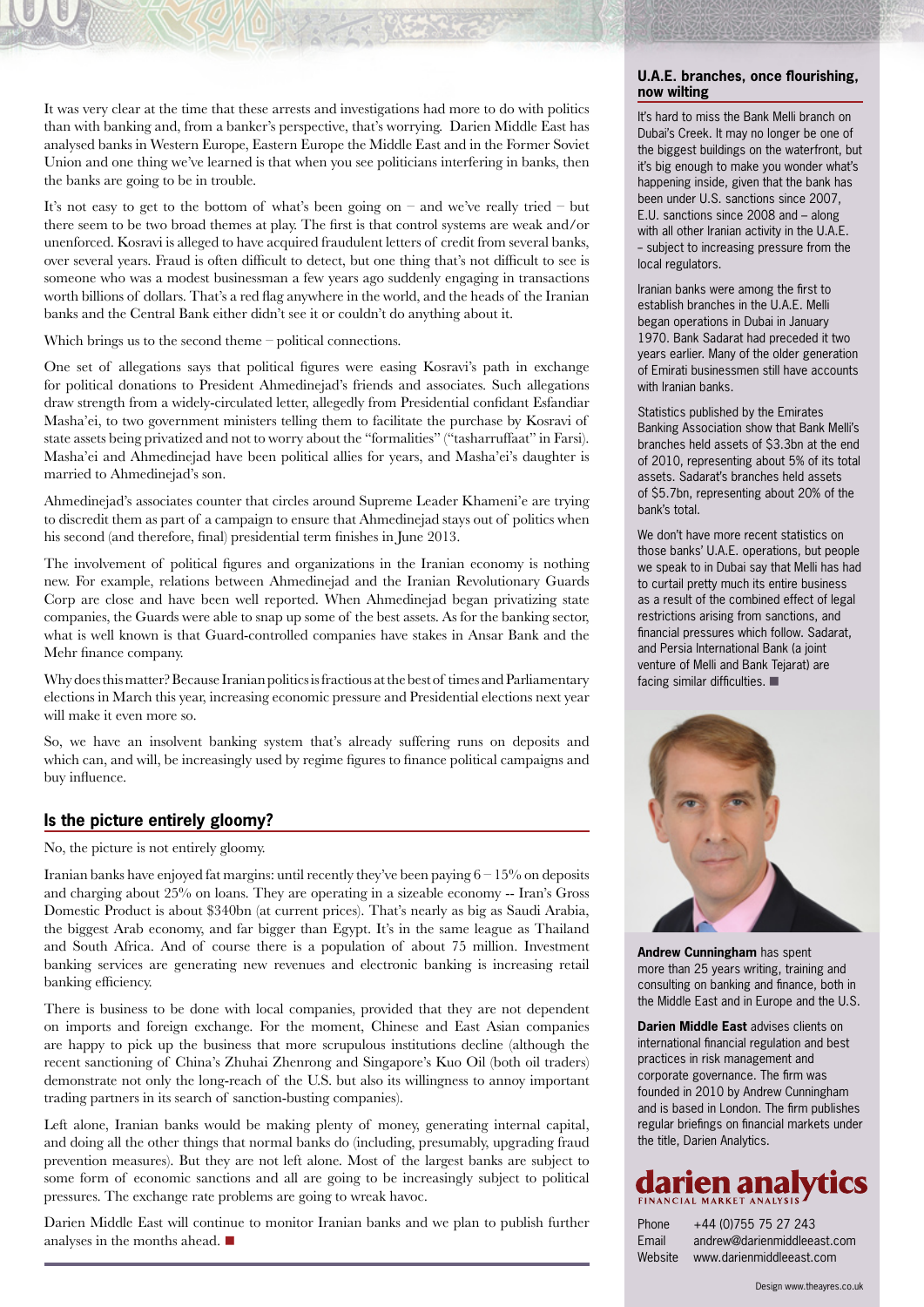It was very clear at the time that these arrests and investigations had more to do with politics than with banking and, from a banker's perspective, that's worrying. Darien Middle East has analysed banks in Western Europe, Eastern Europe the Middle East and in the Former Soviet Union and one thing we've learned is that when you see politicians interfering in banks, then the banks are going to be in trouble.

It's not easy to get to the bottom of what's been going on – and we've really tried – but there seem to be two broad themes at play. The first is that control systems are weak and/or unenforced. Kosravi is alleged to have acquired fraudulent letters of credit from several banks, over several years. Fraud is often difficult to detect, but one thing that's not difficult to see is someone who was a modest businessman a few years ago suddenly engaging in transactions worth billions of dollars. That's a red flag anywhere in the world, and the heads of the Iranian banks and the Central Bank either didn't see it or couldn't do anything about it.

Which brings us to the second theme – political connections.

One set of allegations says that political figures were easing Kosravi's path in exchange for political donations to President Ahmedinejad's friends and associates. Such allegations draw strength from a widely-circulated letter, allegedly from Presidential confidant Esfandiar Masha'ei, to two government ministers telling them to facilitate the purchase by Kosravi of state assets being privatized and not to worry about the "formalities" ("tasharruffaat" in Farsi). Masha'ei and Ahmedinejad have been political allies for years, and Masha'ei's daughter is married to Ahmedinejad's son.

Ahmedinejad's associates counter that circles around Supreme Leader Khameni'e are trying to discredit them as part of a campaign to ensure that Ahmedinejad stays out of politics when his second (and therefore, final) presidential term finishes in June 2013.

The involvement of political figures and organizations in the Iranian economy is nothing new. For example, relations between Ahmedinejad and the Iranian Revolutionary Guards Corp are close and have been well reported. When Ahmedinejad began privatizing state companies, the Guards were able to snap up some of the best assets. As for the banking sector, what is well known is that Guard-controlled companies have stakes in Ansar Bank and the Mehr finance company.

Why does this matter? Because Iranian politics is fractious at the best of times and Parliamentary elections in March this year, increasing economic pressure and Presidential elections next year will make it even more so.

So, we have an insolvent banking system that's already suffering runs on deposits and which can, and will, be increasingly used by regime figures to finance political campaigns and buy influence.

## Is the picture entirely gloomy?

No, the picture is not entirely gloomy.

Iranian banks have enjoyed fat margins: until recently they've been paying 6 – 15% on deposits and charging about 25% on loans. They are operating in a sizeable economy -- Iran's Gross Domestic Product is about $340bn (at current prices). That's nearly as big as Saudi Arabia, the biggest Arab economy, and far bigger than Egypt. It's in the same league as Thailand and South Africa. And of course there is a population of about 75 million. Investment banking services are generating new revenues and electronic banking is increasing retail banking efficiency.

There is business to be done with local companies, provided that they are not dependent on imports and foreign exchange. For the moment, Chinese and East Asian companies are happy to pick up the business that more scrupulous institutions decline (although the recent sanctioning of China's Zhuhai Zhenrong and Singapore's Kuo Oil (both oil traders) demonstrate not only the long-reach of the U.S. but also its willingness to annoy important trading partners in its search of sanction-busting companies).

Left alone, Iranian banks would be making plenty of money, generating internal capital, and doing all the other things that normal banks do (including, presumably, upgrading fraud prevention measures). But they are not left alone. Most of the largest banks are subject to some form of economic sanctions and all are going to be increasingly subject to political pressures. The exchange rate problems are going to wreak havoc.

Darien Middle East will continue to monitor Iranian banks and we plan to publish further analyses in the months ahead. ■

### U.A.E. branches, once flourishing, now wilting

It's hard to miss the Bank Melli branch on Dubai's Creek. It may no longer be one of the biggest buildings on the waterfront, but it's big enough to make you wonder what's happening inside, given that the bank has been under U.S. sanctions since 2007, E.U. sanctions since 2008 and – along with all other Iranian activity in the U.A.E. – subject to increasing pressure from the local regulators.

Iranian banks were among the first to establish branches in the U.A.E. Melli began operations in Dubai in January 1970. Bank Sadarat had preceded it two years earlier. Many of the older generation of Emirati businessmen still have accounts with Iranian banks.

Statistics published by the Emirates Banking Association show that Bank Melli's branches held assets of $3.3bn at the end of 2010, representing about 5% of its total assets. Sadarat's branches held assets of $5.7bn, representing about 20% of the bank's total.

We don't have more recent statistics on those banks' U.A.E. operations, but people we speak to in Dubai say that Melli has had to curtail pretty much its entire business as a result of the combined effect of legal restrictions arising from sanctions, and financial pressures which follow. Sadarat, and Persia International Bank (a joint venture of Melli and Bank Tejarat) are facing similar difficulties. ■

**Andrew Cunningham** has spent more than 25 years writing, training and consulting on banking and finance, both in the Middle East and in Europe and the U.S.

**Darien Middle East** advises clients on international financial regulation and best practices in risk management and corporate governance. The firm was founded in 2010 by Andrew Cunningham and is based in London. The firm publishes regular briefings on financial markets under the title, Darien Analytics.

**darien analytics**
FINANCIAL MARKET ANALYSIS

Phone +44 (0)755 75 27 243
Email andrew@darienmiddleeast.com
Website www.darienmiddleeast.com

Design www.theayres.co.uk